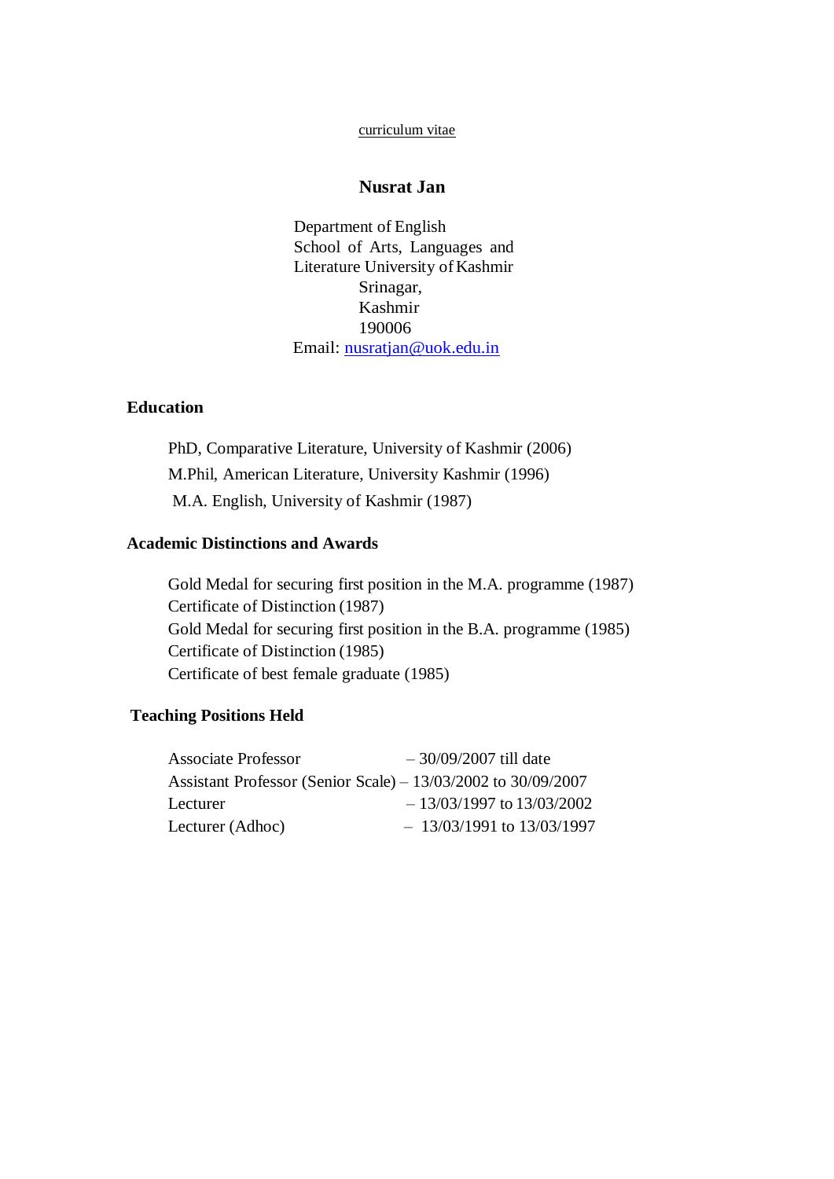curriculum vitae

# Nusrat Jan

Department of English
School of Arts, Languages and Literature University of Kashmir
Srinagar,
Kashmir
190006
Email: nusratjan@uok.edu.in

## Education

PhD, Comparative Literature, University of Kashmir (2006)
M.Phil, American Literature, University Kashmir (1996)
M.A. English, University of Kashmir (1987)

## Academic Distinctions and Awards

Gold Medal for securing first position in the M.A. programme (1987)
Certificate of Distinction (1987)
Gold Medal for securing first position in the B.A. programme (1985)
Certificate of Distinction (1985)
Certificate of best female graduate (1985)

## Teaching Positions Held

Associate Professor – 30/09/2007 till date
Assistant Professor (Senior Scale) – 13/03/2002 to 30/09/2007
Lecturer – 13/03/1997 to 13/03/2002
Lecturer (Adhoc) – 13/03/1991 to 13/03/1997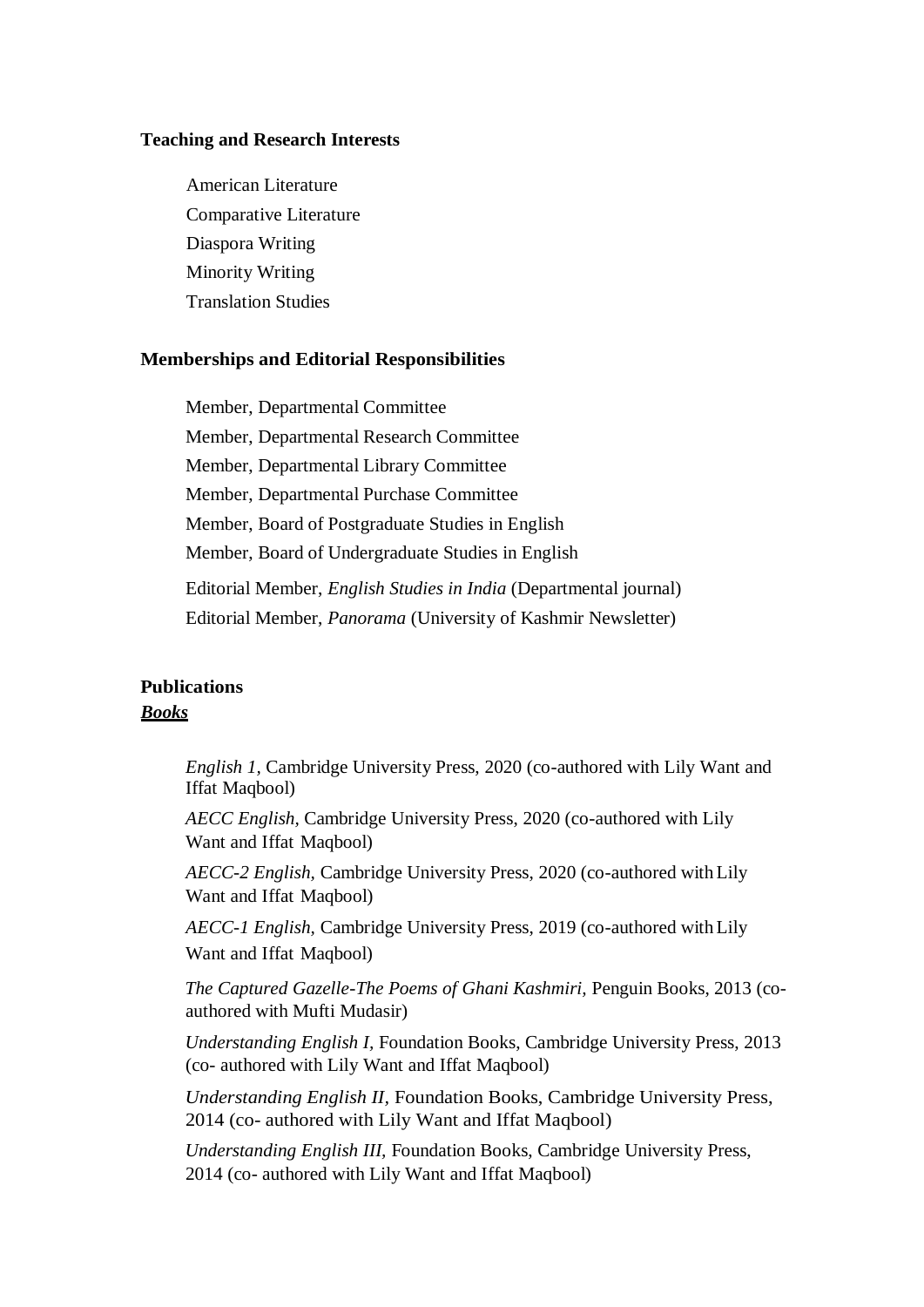**Teaching and Research Interests**

American Literature
Comparative Literature
Diaspora Writing
Minority Writing
Translation Studies

**Memberships and Editorial Responsibilities**

Member, Departmental Committee
Member, Departmental Research Committee
Member, Departmental Library Committee
Member, Departmental Purchase Committee
Member, Board of Postgraduate Studies in English
Member, Board of Undergraduate Studies in English

Editorial Member, *English Studies in India* (Departmental journal)
Editorial Member, *Panorama* (University of Kashmir Newsletter)

**Publications**

***Books***

*English 1,* Cambridge University Press, 2020 (co-authored with Lily Want and Iffat Maqbool)

*AECC English,* Cambridge University Press, 2020 (co-authored with Lily Want and Iffat Maqbool)

*AECC-2 English,* Cambridge University Press, 2020 (co-authored with Lily Want and Iffat Maqbool)

*AECC-1 English*, Cambridge University Press, 2019 (co-authored with Lily Want and Iffat Maqbool)

*The Captured Gazelle-The Poems of Ghani Kashmiri,* Penguin Books, 2013 (co-authored with Mufti Mudasir)

*Understanding English I,* Foundation Books, Cambridge University Press, 2013 (co- authored with Lily Want and Iffat Maqbool)

*Understanding English II,* Foundation Books, Cambridge University Press, 2014 (co- authored with Lily Want and Iffat Maqbool)

*Understanding English III,* Foundation Books, Cambridge University Press, 2014 (co- authored with Lily Want and Iffat Maqbool)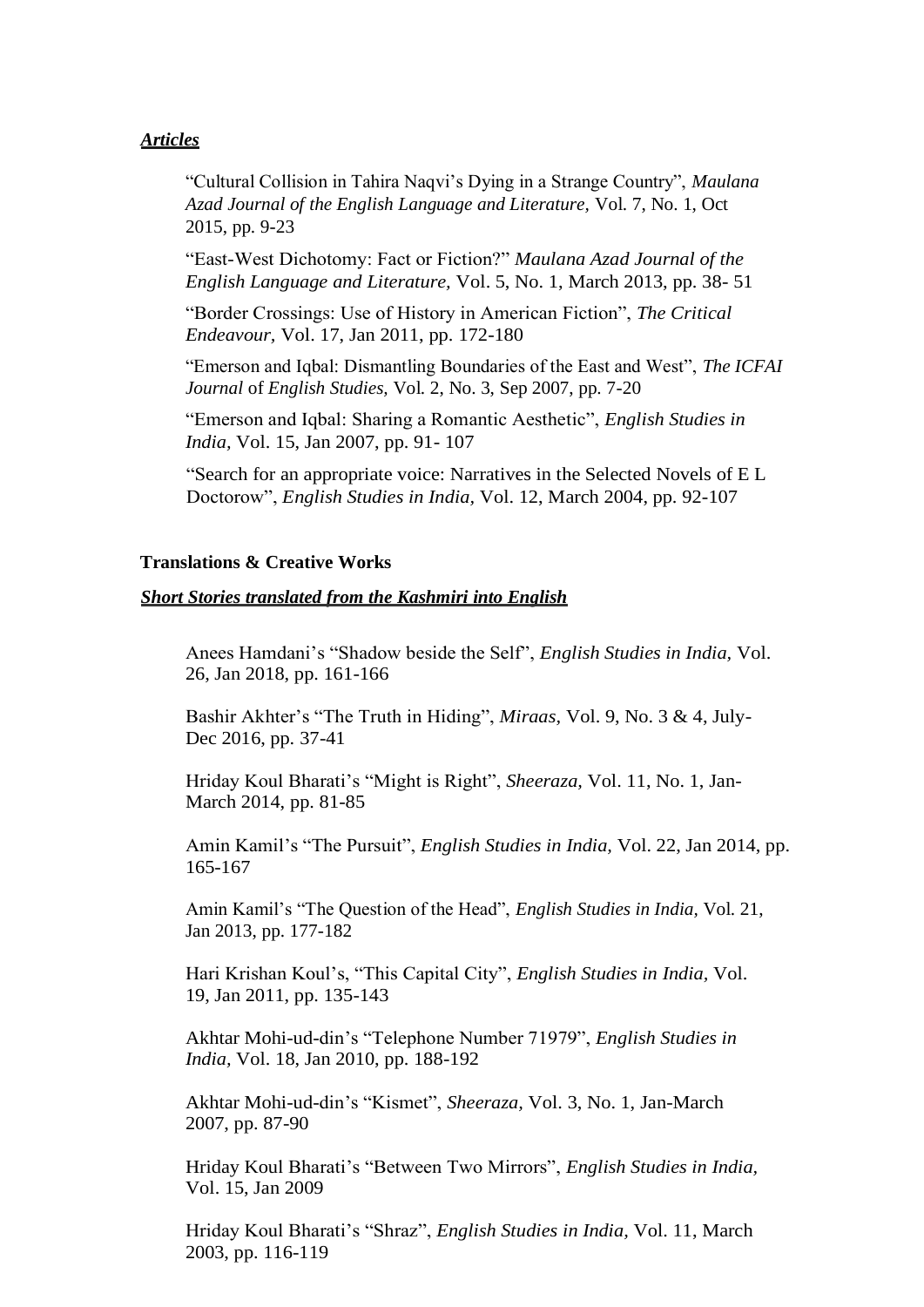***Articles***

"Cultural Collision in Tahira Naqvi's Dying in a Strange Country", *Maulana Azad Journal of the English Language and Literature,* Vol. 7, No. 1, Oct 2015, pp. 9-23

"East-West Dichotomy: Fact or Fiction?" *Maulana Azad Journal of the English Language and Literature,* Vol. 5, No. 1, March 2013, pp. 38- 51

"Border Crossings: Use of History in American Fiction", *The Critical Endeavour,* Vol. 17, Jan 2011, pp. 172-180

"Emerson and Iqbal: Dismantling Boundaries of the East and West", *The ICFAI Journal* of *English Studies,* Vol. 2, No. 3, Sep 2007, pp. 7-20

"Emerson and Iqbal: Sharing a Romantic Aesthetic", *English Studies in India,* Vol. 15, Jan 2007, pp. 91- 107

"Search for an appropriate voice: Narratives in the Selected Novels of E L Doctorow", *English Studies in India,* Vol. 12, March 2004, pp. 92-107

**Translations & Creative Works**

***Short Stories translated from the Kashmiri into English***

Anees Hamdani's "Shadow beside the Self", *English Studies in India,* Vol. 26, Jan 2018, pp. 161-166

Bashir Akhter's "The Truth in Hiding", *Miraas,* Vol. 9, No. 3 & 4, July-Dec 2016, pp. 37-41

Hriday Koul Bharati's "Might is Right", *Sheeraza,* Vol. 11, No. 1, Jan-March 2014, pp. 81-85

Amin Kamil's "The Pursuit", *English Studies in India,* Vol. 22, Jan 2014, pp. 165-167

Amin Kamil's "The Question of the Head", *English Studies in India,* Vol. 21, Jan 2013, pp. 177-182

Hari Krishan Koul's, "This Capital City", *English Studies in India,* Vol. 19, Jan 2011, pp. 135-143

Akhtar Mohi-ud-din's "Telephone Number 71979", *English Studies in India,* Vol. 18, Jan 2010, pp. 188-192

Akhtar Mohi-ud-din's "Kismet", *Sheeraza,* Vol. 3, No. 1, Jan-March 2007, pp. 87-90

Hriday Koul Bharati's "Between Two Mirrors", *English Studies in India,* Vol. 15, Jan 2009

Hriday Koul Bharati's "Shraz", *English Studies in India,* Vol. 11, March 2003, pp. 116-119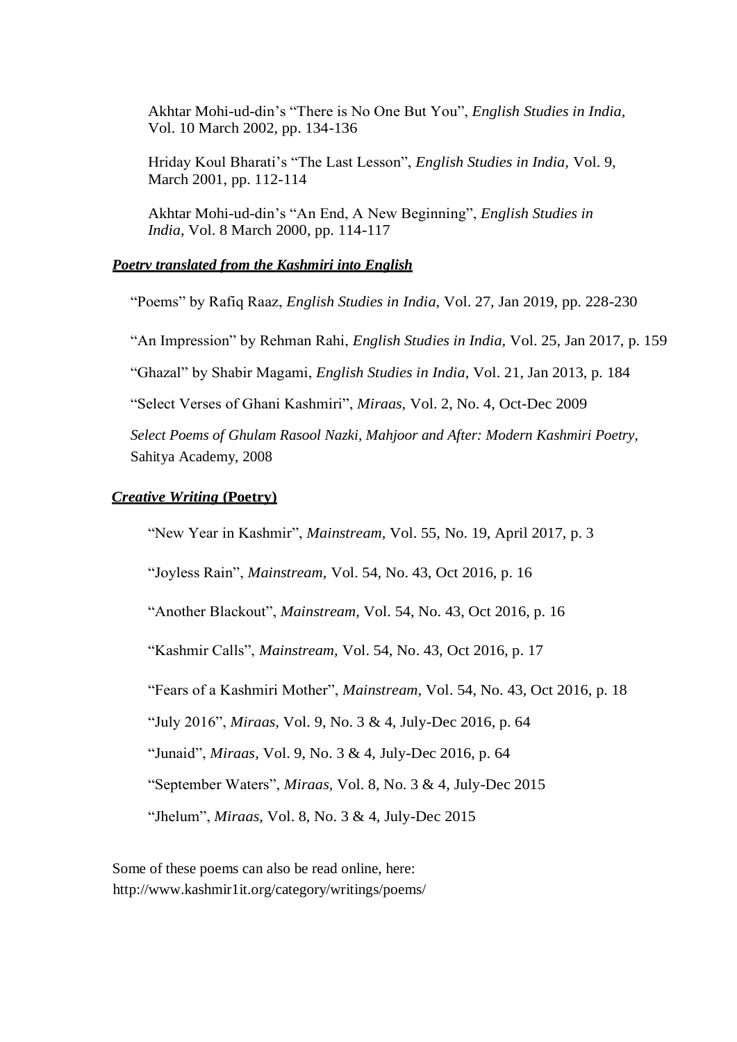Akhtar Mohi-ud-din's "There is No One But You", *English Studies in India,* Vol. 10 March 2002, pp. 134-136

Hriday Koul Bharati's "The Last Lesson", *English Studies in India,* Vol. 9, March 2001, pp. 112-114

Akhtar Mohi-ud-din's "An End, A New Beginning", *English Studies in India,* Vol. 8 March 2000, pp. 114-117

***Poetry translated from the Kashmiri into English***

"Poems" by Rafiq Raaz, *English Studies in India,* Vol. 27, Jan 2019, pp. 228-230

"An Impression" by Rehman Rahi, *English Studies in India,* Vol. 25, Jan 2017, p. 159

"Ghazal" by Shabir Magami, *English Studies in India,* Vol. 21, Jan 2013, p. 184

"Select Verses of Ghani Kashmiri", *Miraas,* Vol. 2, No. 4, Oct-Dec 2009

*Select Poems of Ghulam Rasool Nazki, Mahjoor and After: Modern Kashmiri Poetry,* Sahitya Academy, 2008

***Creative Writing* (Poetry)**

"New Year in Kashmir", *Mainstream,* Vol. 55, No. 19, April 2017, p. 3

"Joyless Rain", *Mainstream,* Vol. 54, No. 43, Oct 2016, p. 16

"Another Blackout", *Mainstream,* Vol. 54, No. 43, Oct 2016, p. 16

"Kashmir Calls", *Mainstream,* Vol. 54, No. 43, Oct 2016, p. 17

"Fears of a Kashmiri Mother", *Mainstream,* Vol. 54, No. 43, Oct 2016, p. 18

"July 2016", *Miraas,* Vol. 9, No. 3 & 4, July-Dec 2016, p. 64

"Junaid", *Miraas,* Vol. 9, No. 3 & 4, July-Dec 2016, p. 64

"September Waters", *Miraas,* Vol. 8, No. 3 & 4, July-Dec 2015

"Jhelum", *Miraas,* Vol. 8, No. 3 & 4, July-Dec 2015

Some of these poems can also be read online, here:
http://www.kashmir1it.org/category/writings/poems/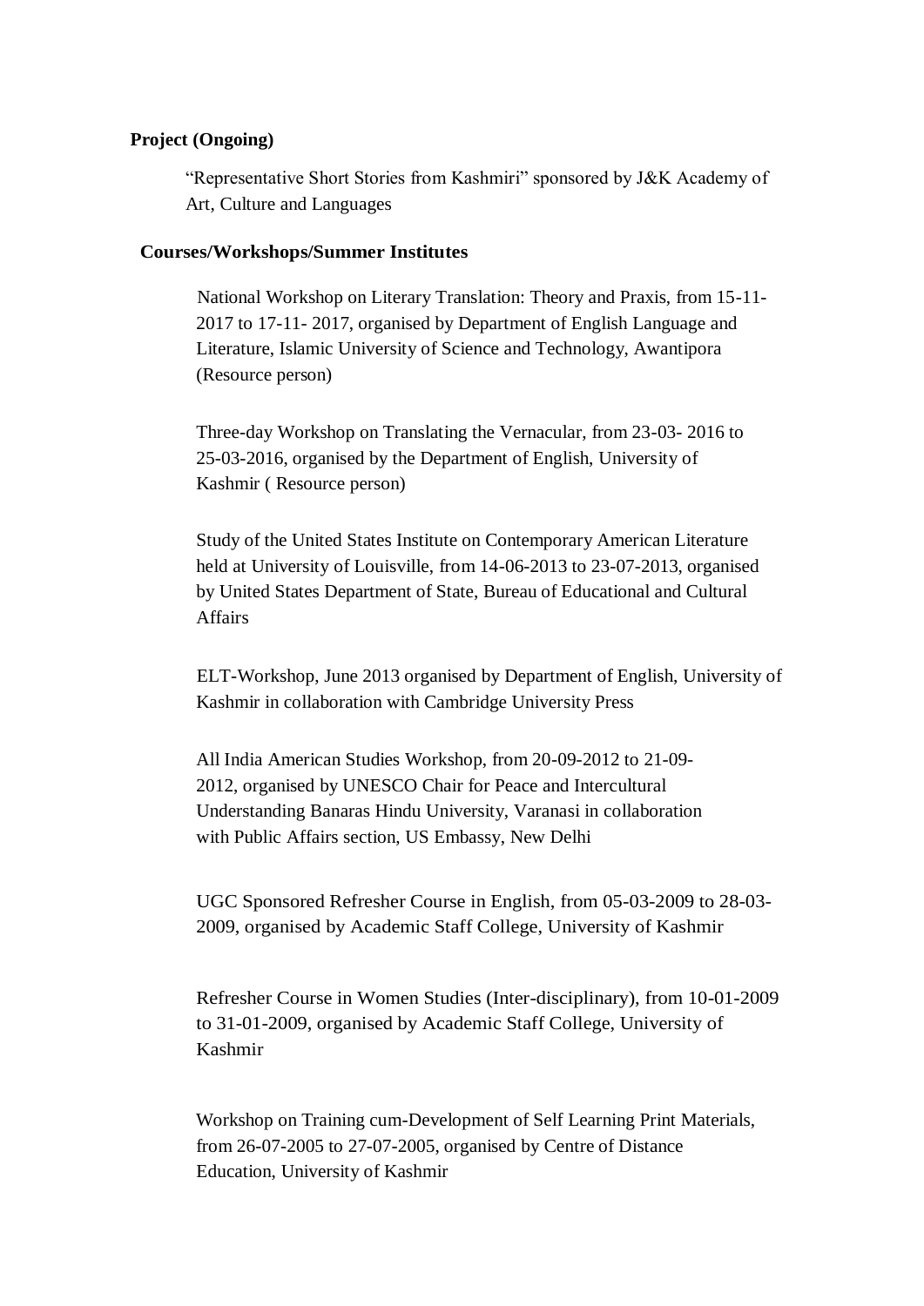**Project (Ongoing)**

"Representative Short Stories from Kashmiri" sponsored by J&K Academy of Art, Culture and Languages

**Courses/Workshops/Summer Institutes**

National Workshop on Literary Translation: Theory and Praxis, from 15-11-2017 to 17-11- 2017, organised by Department of English Language and Literature, Islamic University of Science and Technology, Awantipora (Resource person)

Three-day Workshop on Translating the Vernacular, from 23-03- 2016 to 25-03-2016, organised by the Department of English, University of Kashmir ( Resource person)

Study of the United States Institute on Contemporary American Literature held at University of Louisville, from 14-06-2013 to 23-07-2013, organised by United States Department of State, Bureau of Educational and Cultural Affairs

ELT-Workshop, June 2013 organised by Department of English, University of Kashmir in collaboration with Cambridge University Press

All India American Studies Workshop, from 20-09-2012 to 21-09-2012, organised by UNESCO Chair for Peace and Intercultural Understanding Banaras Hindu University, Varanasi in collaboration with Public Affairs section, US Embassy, New Delhi

UGC Sponsored Refresher Course in English, from 05-03-2009 to 28-03-2009, organised by Academic Staff College, University of Kashmir

Refresher Course in Women Studies (Inter-disciplinary), from 10-01-2009 to 31-01-2009, organised by Academic Staff College, University of Kashmir

Workshop on Training cum-Development of Self Learning Print Materials, from 26-07-2005 to 27-07-2005, organised by Centre of Distance Education, University of Kashmir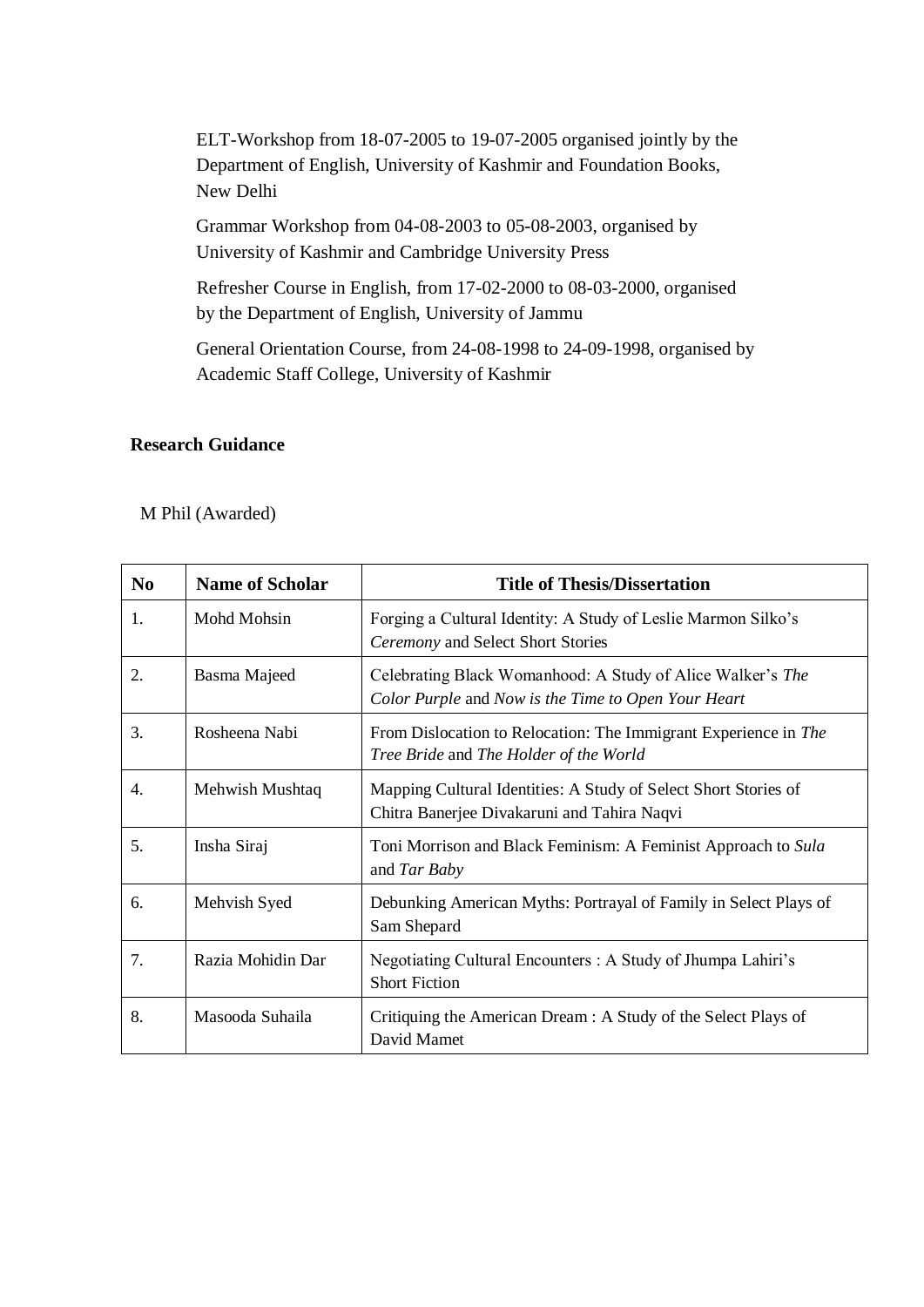ELT-Workshop from 18-07-2005 to 19-07-2005 organised jointly by the Department of English, University of Kashmir and Foundation Books, New Delhi

Grammar Workshop from 04-08-2003 to 05-08-2003, organised by University of Kashmir and Cambridge University Press

Refresher Course in English, from 17-02-2000 to 08-03-2000, organised by the Department of English, University of Jammu

General Orientation Course, from 24-08-1998 to 24-09-1998, organised by Academic Staff College, University of Kashmir

**Research Guidance**

M Phil (Awarded)

| No | Name of Scholar | Title of Thesis/Dissertation |
|---|---|---|
| 1. | Mohd Mohsin | Forging a Cultural Identity: A Study of Leslie Marmon Silko's *Ceremony* and Select Short Stories |
| 2. | Basma Majeed | Celebrating Black Womanhood: A Study of Alice Walker's *The Color Purple* and *Now is the Time to Open Your Heart* |
| 3. | Rosheena Nabi | From Dislocation to Relocation: The Immigrant Experience in *The Tree Bride* and *The Holder of the World* |
| 4. | Mehwish Mushtaq | Mapping Cultural Identities: A Study of Select Short Stories of Chitra Banerjee Divakaruni and Tahira Naqvi |
| 5. | Insha Siraj | Toni Morrison and Black Feminism: A Feminist Approach to *Sula* and *Tar Baby* |
| 6. | Mehvish Syed | Debunking American Myths: Portrayal of Family in Select Plays of Sam Shepard |
| 7. | Razia Mohidin Dar | Negotiating Cultural Encounters : A Study of Jhumpa Lahiri's Short Fiction |
| 8. | Masooda Suhaila | Critiquing the American Dream : A Study of the Select Plays of David Mamet |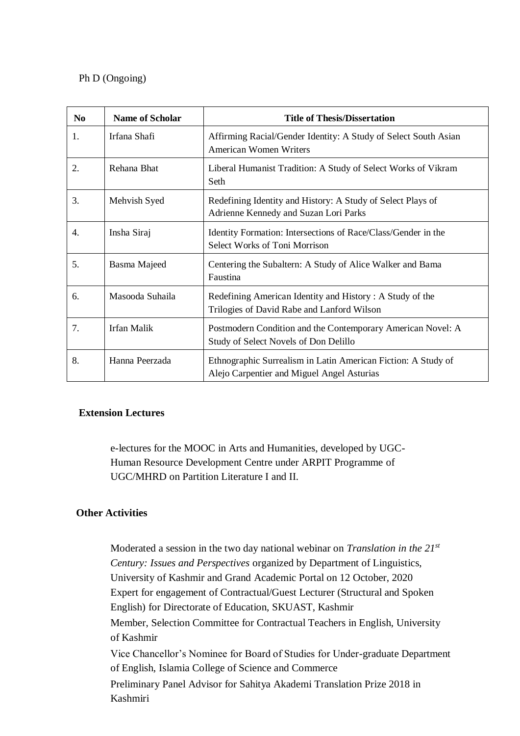Ph D (Ongoing)

| No | Name of Scholar | Title of Thesis/Dissertation |
|---|---|---|
| 1. | Irfana Shafi | Affirming Racial/Gender Identity: A Study of Select South Asian American Women Writers |
| 2. | Rehana Bhat | Liberal Humanist Tradition: A Study of Select Works of Vikram Seth |
| 3. | Mehvish Syed | Redefining Identity and History: A Study of Select Plays of Adrienne Kennedy and Suzan Lori Parks |
| 4. | Insha Siraj | Identity Formation: Intersections of Race/Class/Gender in the Select Works of Toni Morrison |
| 5. | Basma Majeed | Centering the Subaltern: A Study of Alice Walker and Bama Faustina |
| 6. | Masooda Suhaila | Redefining American Identity and History : A Study of the Trilogies of David Rabe and Lanford Wilson |
| 7. | Irfan Malik | Postmodern Condition and the Contemporary American Novel: A Study of Select Novels of Don Delillo |
| 8. | Hanna Peerzada | Ethnographic Surrealism in Latin American Fiction: A Study of Alejo Carpentier and Miguel Angel Asturias |

**Extension Lectures**

e-lectures for the MOOC in Arts and Humanities, developed by UGC-Human Resource Development Centre under ARPIT Programme of UGC/MHRD on Partition Literature I and II.

**Other Activities**

Moderated a session in the two day national webinar on *Translation in the 21st Century: Issues and Perspectives* organized by Department of Linguistics, University of Kashmir and Grand Academic Portal on 12 October, 2020

Expert for engagement of Contractual/Guest Lecturer (Structural and Spoken English) for Directorate of Education, SKUAST, Kashmir

Member, Selection Committee for Contractual Teachers in English, University of Kashmir

Vice Chancellor's Nominee for Board of Studies for Under-graduate Department of English, Islamia College of Science and Commerce

Preliminary Panel Advisor for Sahitya Akademi Translation Prize 2018 in Kashmiri